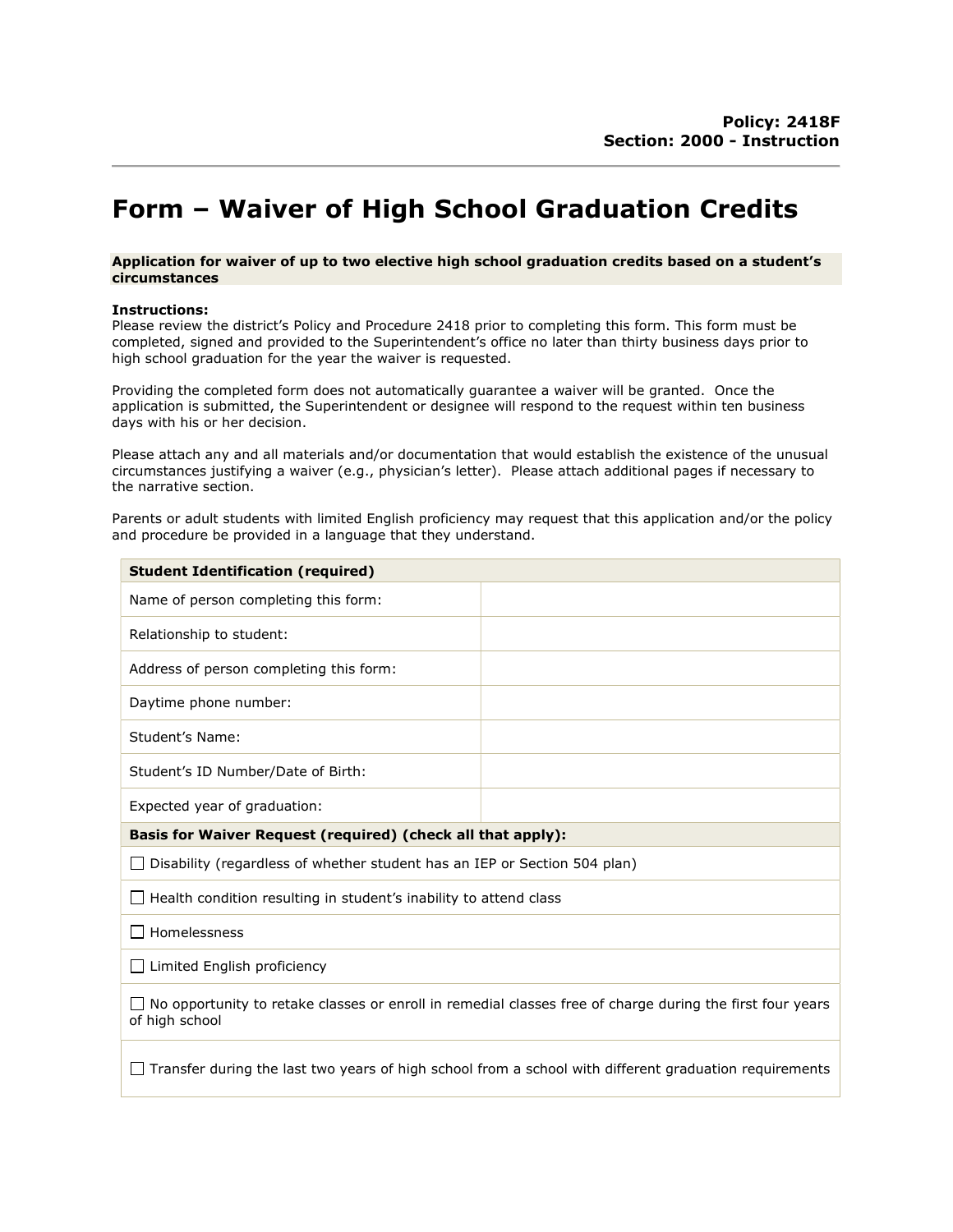**Policy: 2418F**
**Section: 2000 - Instruction**

# Form – Waiver of High School Graduation Credits

**Application for waiver of up to two elective high school graduation credits based on a student's circumstances**

**Instructions:**
Please review the district's Policy and Procedure 2418 prior to completing this form. This form must be completed, signed and provided to the Superintendent's office no later than thirty business days prior to high school graduation for the year the waiver is requested.

Providing the completed form does not automatically guarantee a waiver will be granted. Once the application is submitted, the Superintendent or designee will respond to the request within ten business days with his or her decision.

Please attach any and all materials and/or documentation that would establish the existence of the unusual circumstances justifying a waiver (e.g., physician's letter). Please attach additional pages if necessary to the narrative section.

Parents or adult students with limited English proficiency may request that this application and/or the policy and procedure be provided in a language that they understand.

| **Student Identification (required)** | |
|---|---|
| Name of person completing this form: | |
| Relationship to student: | |
| Address of person completing this form: | |
| Daytime phone number: | |
| Student's Name: | |
| Student's ID Number/Date of Birth: | |
| Expected year of graduation: | |

| **Basis for Waiver Request (required) (check all that apply):** |
|---|
| ☐ Disability (regardless of whether student has an IEP or Section 504 plan) |
| ☐ Health condition resulting in student's inability to attend class |
| ☐ Homelessness |
| ☐ Limited English proficiency |
| ☐ No opportunity to retake classes or enroll in remedial classes free of charge during the first four years of high school |
| ☐ Transfer during the last two years of high school from a school with different graduation requirements |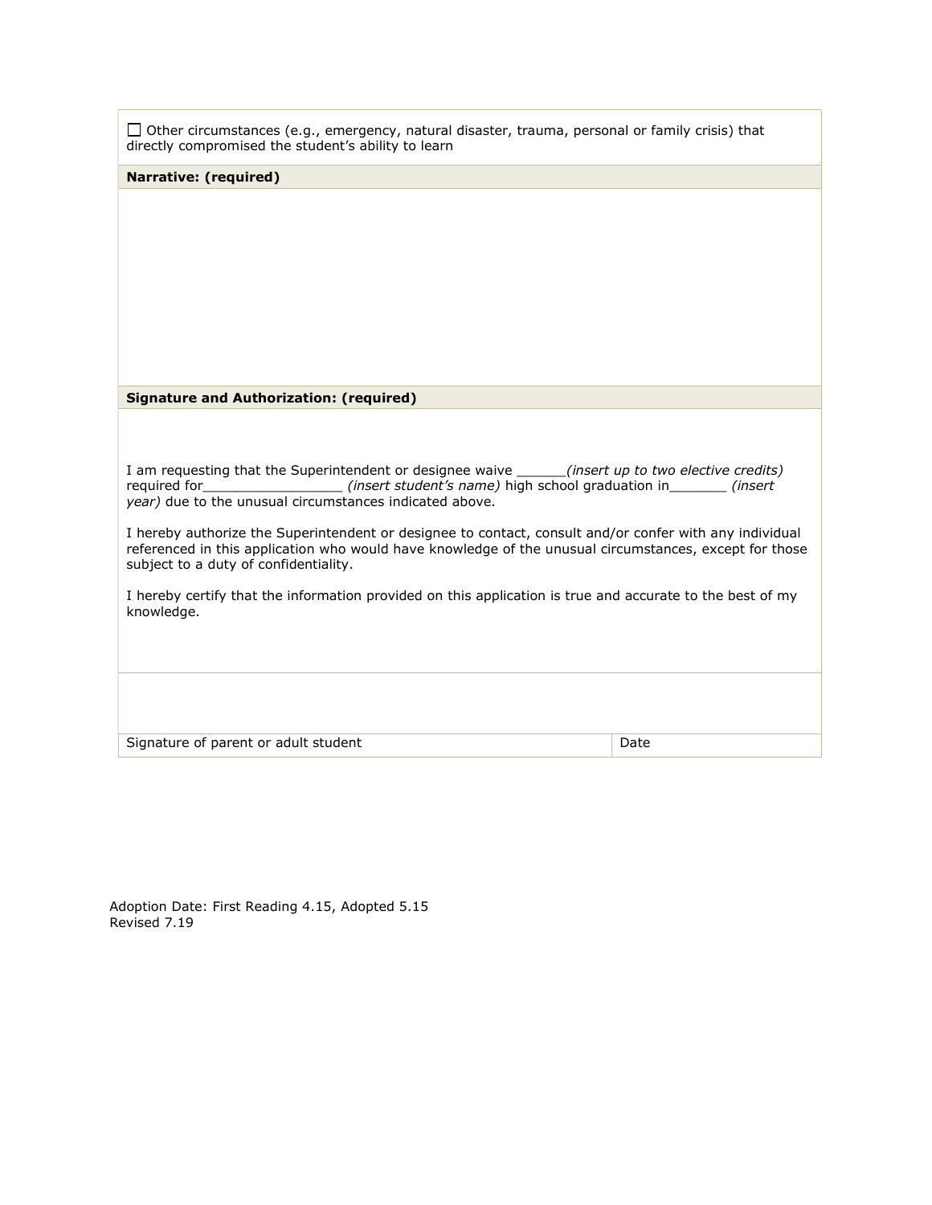☐ Other circumstances (e.g., emergency, natural disaster, trauma, personal or family crisis) that directly compromised the student's ability to learn

**Narrative: (required)**

**Signature and Authorization: (required)**

I am requesting that the Superintendent or designee waive ______*(insert up to two elective credits)* required for_________________ *(insert student's name)* high school graduation in_______ *(insert year)* due to the unusual circumstances indicated above.

I hereby authorize the Superintendent or designee to contact, consult and/or confer with any individual referenced in this application who would have knowledge of the unusual circumstances, except for those subject to a duty of confidentiality.

I hereby certify that the information provided on this application is true and accurate to the best of my knowledge.

| | |
|---|---|
| Signature of parent or adult student | Date |

Adoption Date: First Reading 4.15, Adopted 5.15
Revised 7.19